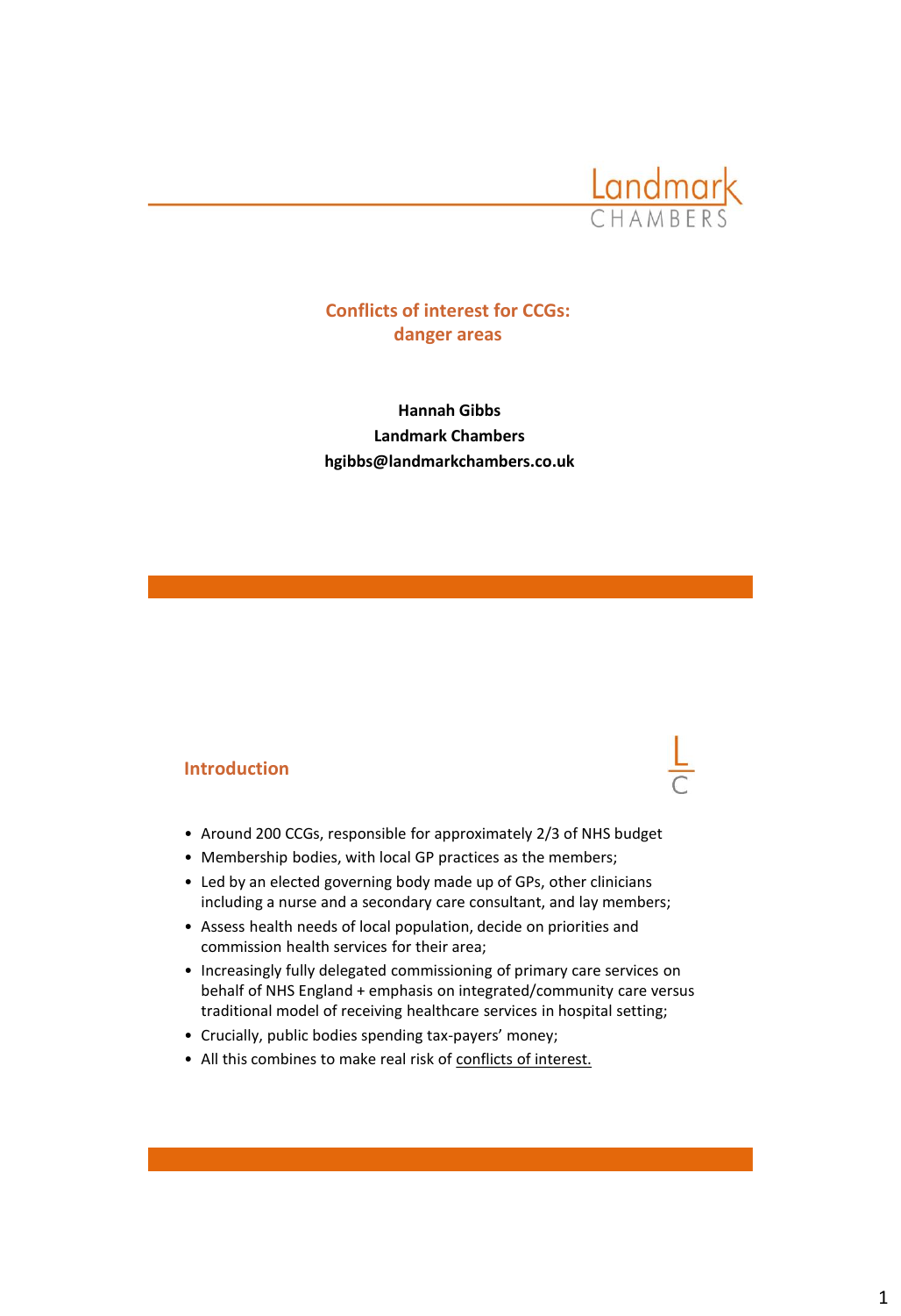# Conflicts of interest for CCGs: danger areas

**Hannah Gibbs**
**Landmark Chambers**
**hgibbs@landmarkchambers.co.uk**

## Introduction

- Around 200 CCGs, responsible for approximately 2/3 of NHS budget
- Membership bodies, with local GP practices as the members;
- Led by an elected governing body made up of GPs, other clinicians including a nurse and a secondary care consultant, and lay members;
- Assess health needs of local population, decide on priorities and commission health services for their area;
- Increasingly fully delegated commissioning of primary care services on behalf of NHS England + emphasis on integrated/community care versus traditional model of receiving healthcare services in hospital setting;
- Crucially, public bodies spending tax-payers' money;
- All this combines to make real risk of <u>conflicts of interest.</u>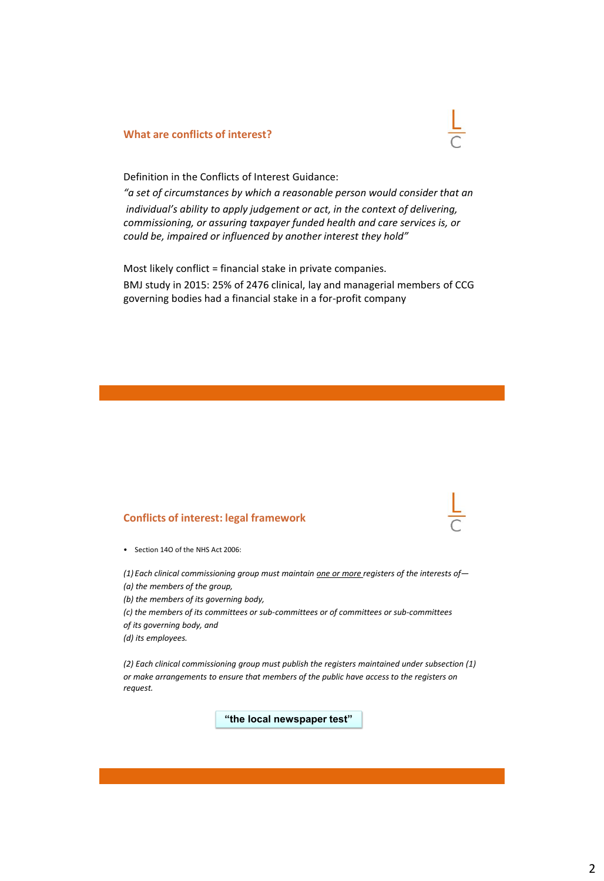## What are conflicts of interest?

Definition in the Conflicts of Interest Guidance:

*"a set of circumstances by which a reasonable person would consider that an individual's ability to apply judgement or act, in the context of delivering, commissioning, or assuring taxpayer funded health and care services is, or could be, impaired or influenced by another interest they hold"*

Most likely conflict = financial stake in private companies.

BMJ study in 2015: 25% of 2476 clinical, lay and managerial members of CCG governing bodies had a financial stake in a for-profit company

## Conflicts of interest: legal framework

- Section 14O of the NHS Act 2006:

*(1) Each clinical commissioning group must maintain <u>one or more</u> registers of the interests of—*
*(a) the members of the group,*
*(b) the members of its governing body,*
*(c) the members of its committees or sub-committees or of committees or sub-committees of its governing body, and*
*(d) its employees.*

*(2) Each clinical commissioning group must publish the registers maintained under subsection (1) or make arrangements to ensure that members of the public have access to the registers on request.*

**"the local newspaper test"**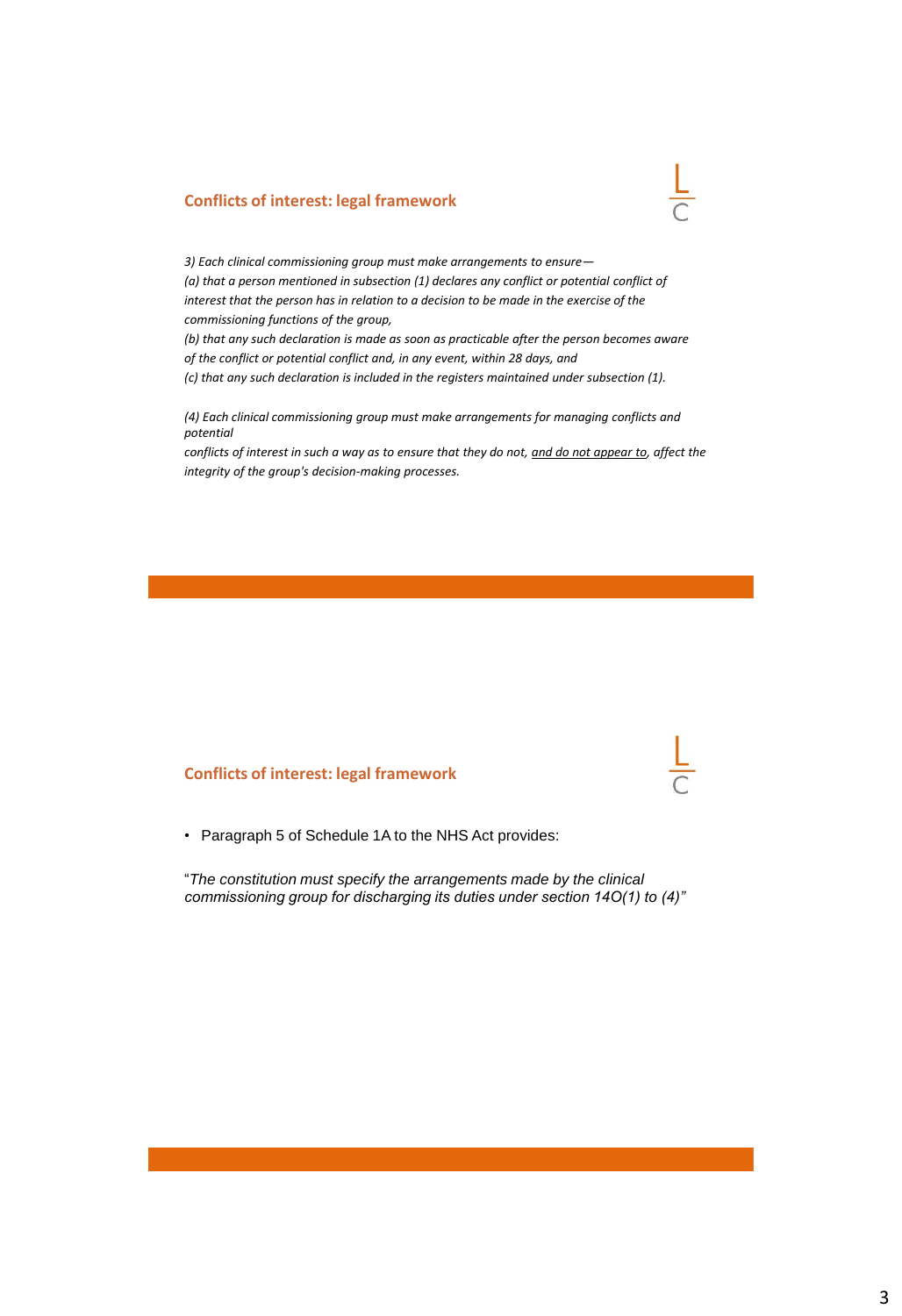## Conflicts of interest: legal framework

*3) Each clinical commissioning group must make arrangements to ensure—*
*(a) that a person mentioned in subsection (1) declares any conflict or potential conflict of interest that the person has in relation to a decision to be made in the exercise of the commissioning functions of the group,*
*(b) that any such declaration is made as soon as practicable after the person becomes aware of the conflict or potential conflict and, in any event, within 28 days, and*
*(c) that any such declaration is included in the registers maintained under subsection (1).*

*(4) Each clinical commissioning group must make arrangements for managing conflicts and potential conflicts of interest in such a way as to ensure that they do not, <u>and do not appear to</u>, affect the integrity of the group's decision-making processes.*

## Conflicts of interest: legal framework

- Paragraph 5 of Schedule 1A to the NHS Act provides:

"*The constitution must specify the arrangements made by the clinical commissioning group for discharging its duties under section 14O(1) to (4)*"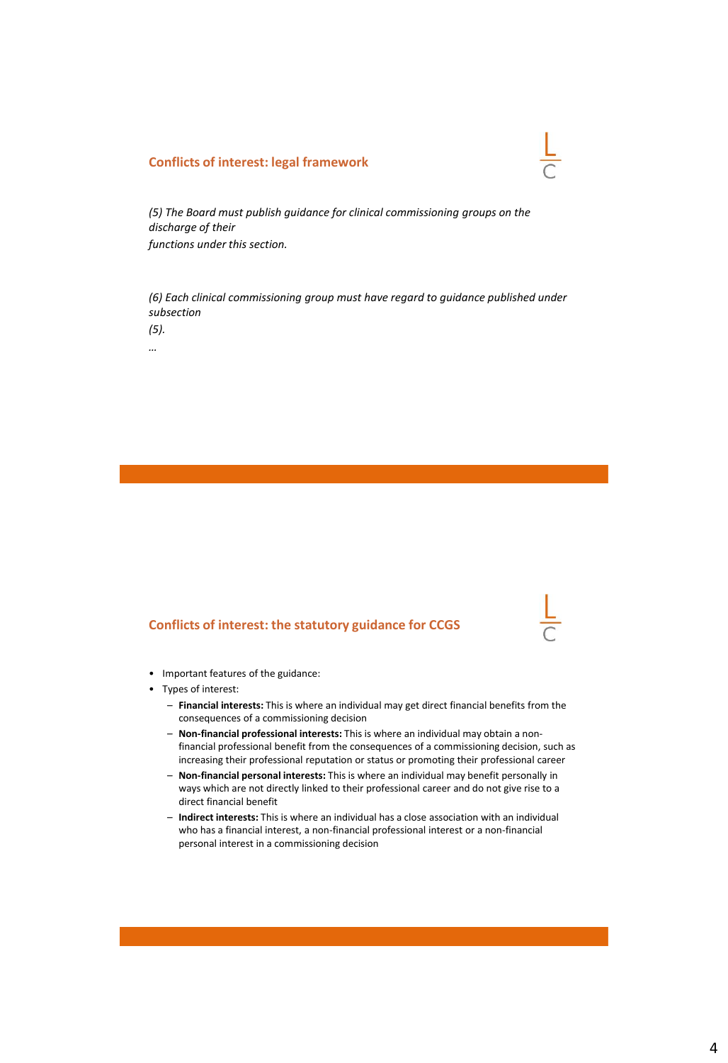## Conflicts of interest: legal framework

*(5) The Board must publish guidance for clinical commissioning groups on the discharge of their functions under this section.*

*(6) Each clinical commissioning group must have regard to guidance published under subsection (5).*

*…*

## Conflicts of interest: the statutory guidance for CCGS

- Important features of the guidance:
- Types of interest:
  - **Financial interests:** This is where an individual may get direct financial benefits from the consequences of a commissioning decision
  - **Non-financial professional interests:** This is where an individual may obtain a non-financial professional benefit from the consequences of a commissioning decision, such as increasing their professional reputation or status or promoting their professional career
  - **Non-financial personal interests:** This is where an individual may benefit personally in ways which are not directly linked to their professional career and do not give rise to a direct financial benefit
  - **Indirect interests:** This is where an individual has a close association with an individual who has a financial interest, a non-financial professional interest or a non-financial personal interest in a commissioning decision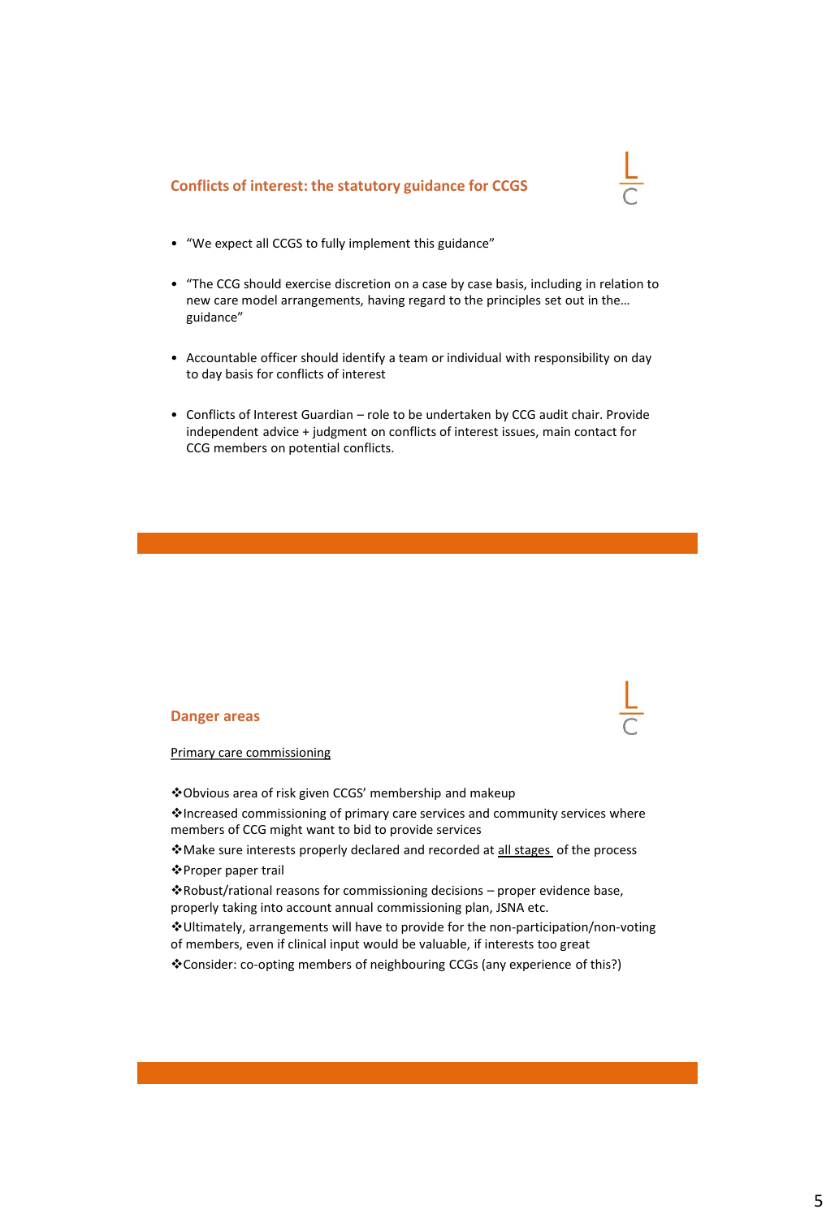## Conflicts of interest: the statutory guidance for CCGS

- "We expect all CCGS to fully implement this guidance"
- "The CCG should exercise discretion on a case by case basis, including in relation to new care model arrangements, having regard to the principles set out in the… guidance"
- Accountable officer should identify a team or individual with responsibility on day to day basis for conflicts of interest
- Conflicts of Interest Guardian – role to be undertaken by CCG audit chair. Provide independent advice + judgment on conflicts of interest issues, main contact for CCG members on potential conflicts.

## Danger areas

Primary care commissioning

- Obvious area of risk given CCGS' membership and makeup
- Increased commissioning of primary care services and community services where members of CCG might want to bid to provide services
- Make sure interests properly declared and recorded at all stages of the process
- Proper paper trail
- Robust/rational reasons for commissioning decisions – proper evidence base, properly taking into account annual commissioning plan, JSNA etc.
- Ultimately, arrangements will have to provide for the non-participation/non-voting of members, even if clinical input would be valuable, if interests too great
- Consider: co-opting members of neighbouring CCGs (any experience of this?)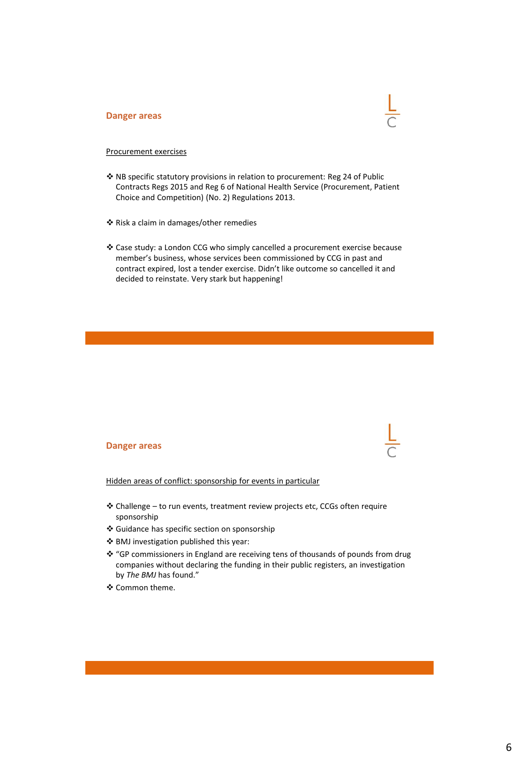## Danger areas

Procurement exercises

- NB specific statutory provisions in relation to procurement: Reg 24 of Public Contracts Regs 2015 and Reg 6 of National Health Service (Procurement, Patient Choice and Competition) (No. 2) Regulations 2013.
- Risk a claim in damages/other remedies
- Case study: a London CCG who simply cancelled a procurement exercise because member's business, whose services been commissioned by CCG in past and contract expired, lost a tender exercise. Didn't like outcome so cancelled it and decided to reinstate. Very stark but happening!

## Danger areas

Hidden areas of conflict: sponsorship for events in particular

- Challenge – to run events, treatment review projects etc, CCGs often require sponsorship
- Guidance has specific section on sponsorship
- BMJ investigation published this year:
- "GP commissioners in England are receiving tens of thousands of pounds from drug companies without declaring the funding in their public registers, an investigation by *The BMJ* has found."
- Common theme.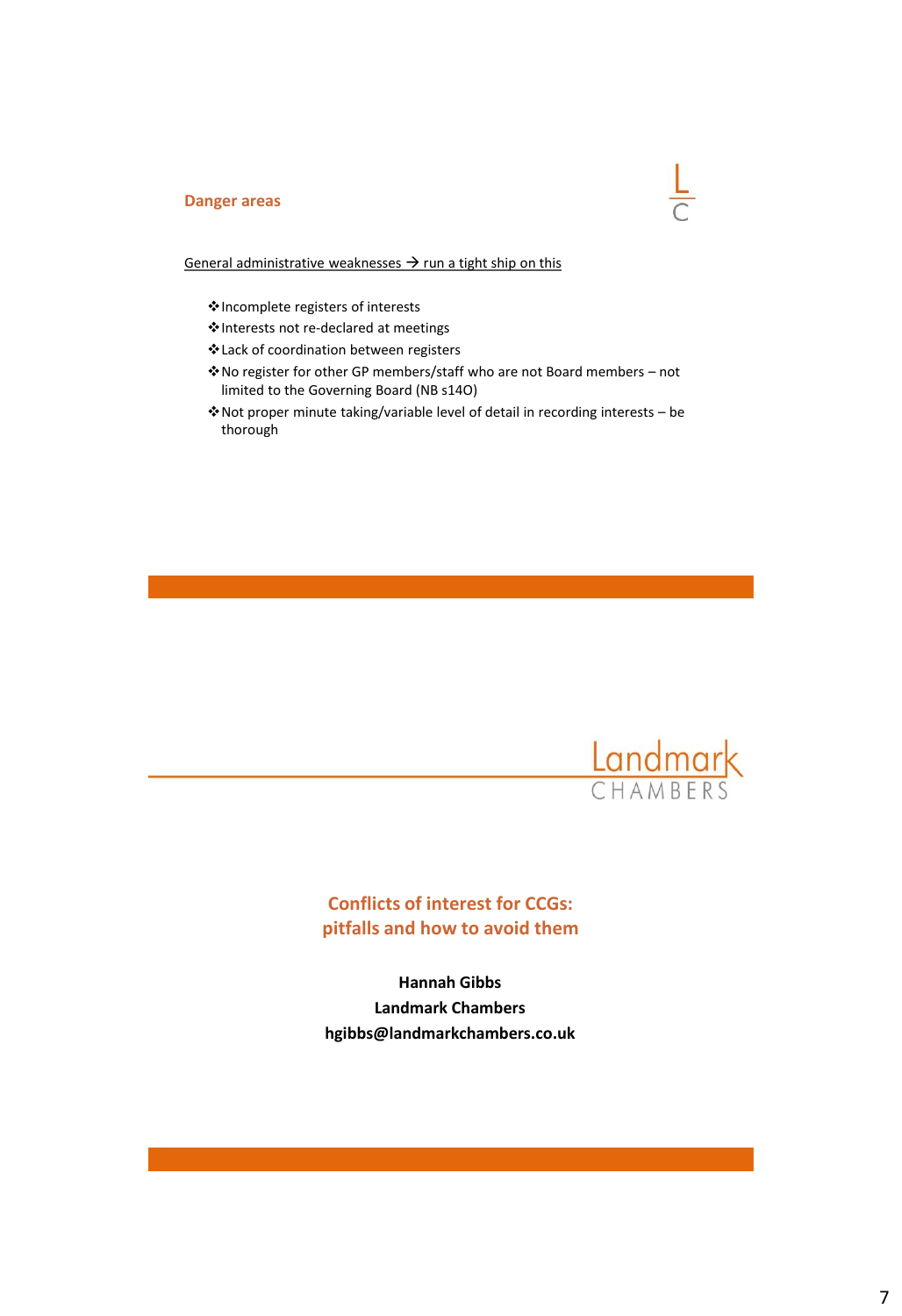## Danger areas

General administrative weaknesses → run a tight ship on this

- Incomplete registers of interests
- Interests not re-declared at meetings
- Lack of coordination between registers
- No register for other GP members/staff who are not Board members – not limited to the Governing Board (NB s14O)
- Not proper minute taking/variable level of detail in recording interests – be thorough

Landmark CHAMBERS

## Conflicts of interest for CCGs: pitfalls and how to avoid them

**Hannah Gibbs**
**Landmark Chambers**
**hgibbs@landmarkchambers.co.uk**